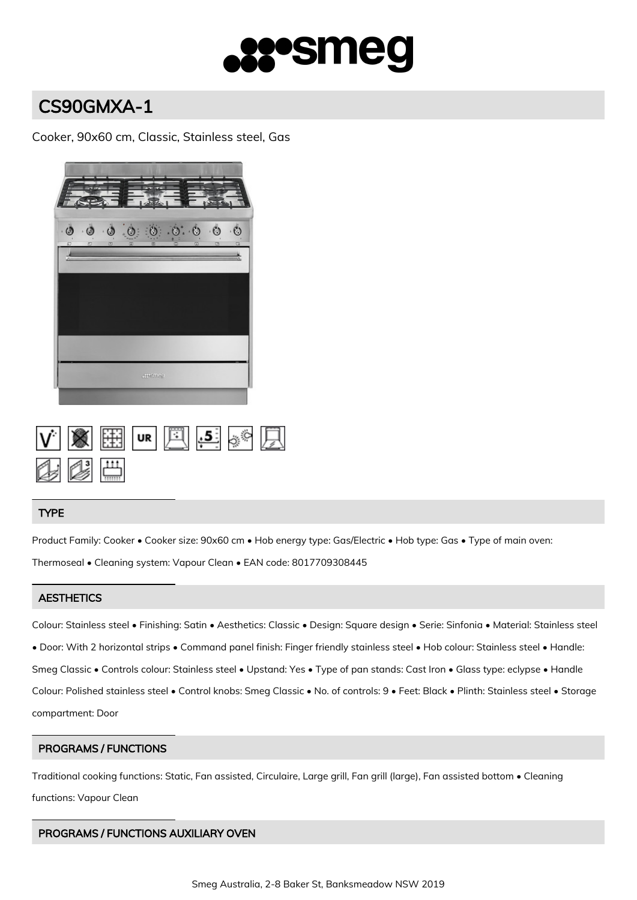# CS90GMXA-1

Cooker, 90x60 cm, Classic, Stainless steel, Gas

## TYPE

Product Family: Cooker • Cooker size: 90x60 cm • Hob energy type: Gas/Electric • Hob type: Gas • Type of main oven: Thermoseal • Cleaning system: Vapour Clean • EAN code: 8017709308445

## AESTHETICS

Colour: Stainless steel • Finishing: Satin • Aesthetics: Classic • Design: Square design • Serie: Sinfonia • Material: Stainless steel • Door: With 2 horizontal strips • Command panel finish: Finger friendly stainless steel • Hob colour: Stainless steel • Handle: Smeg Classic • Controls colour: Stainless steel • Upstand: Yes • Type of pan stands: Cast Iron • Glass type: eclypse • Handle Colour: Polished stainless steel • Control knobs: Smeg Classic • No. of controls: 9 • Feet: Black • Plinth: Stainless steel • Storage compartment: Door

## PROGRAMS / FUNCTIONS

Traditional cooking functions: Static, Fan assisted, Circulaire, Large grill, Fan grill (large), Fan assisted bottom • Cleaning functions: Vapour Clean

## PROGRAMS / FUNCTIONS AUXILIARY OVEN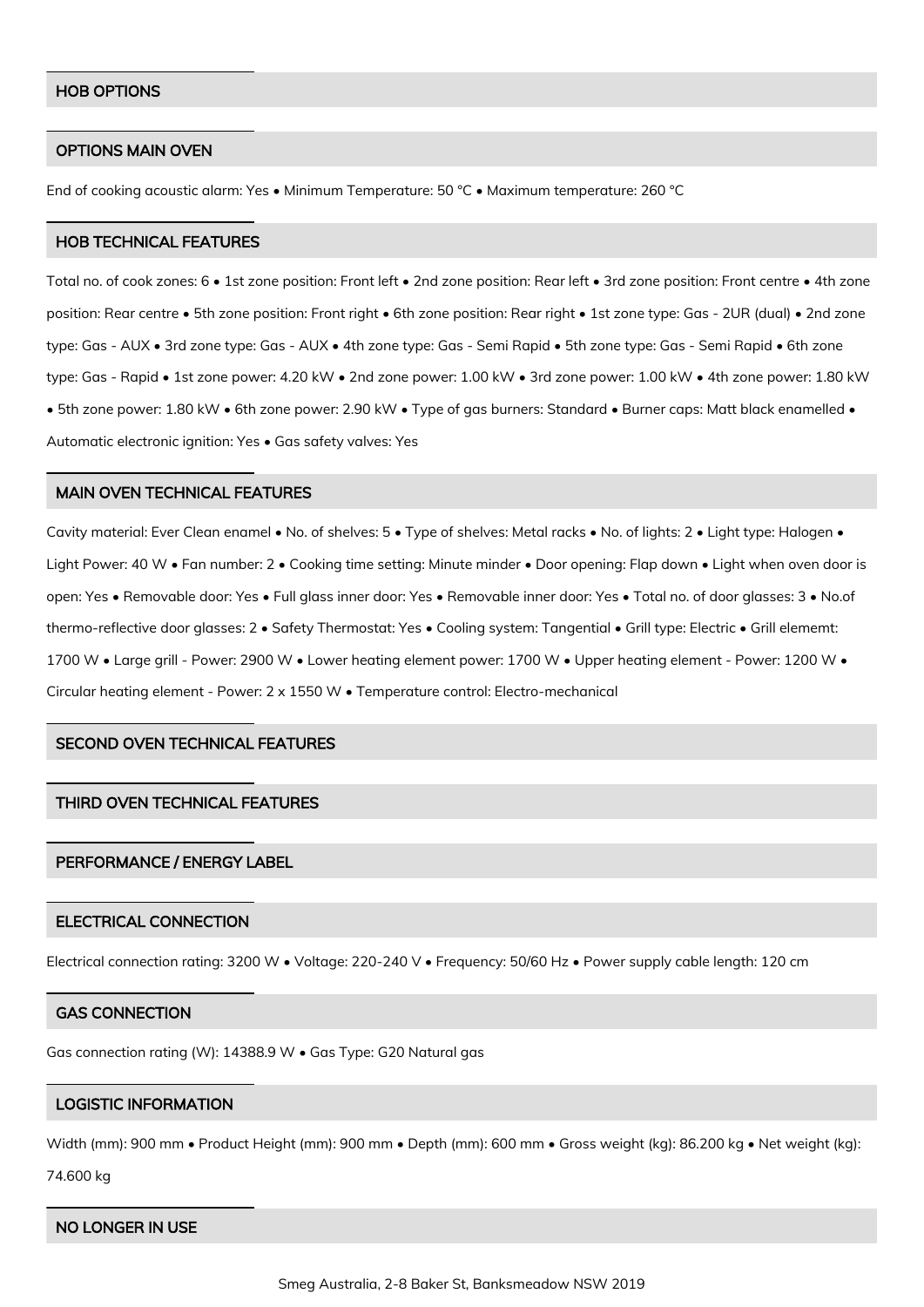## HOB OPTIONS

## OPTIONS MAIN OVEN

End of cooking acoustic alarm: Yes • Minimum Temperature: 50 °C • Maximum temperature: 260 °C

## HOB TECHNICAL FEATURES

Total no. of cook zones: 6 • 1st zone position: Front left • 2nd zone position: Rear left • 3rd zone position: Front centre • 4th zone position: Rear centre • 5th zone position: Front right • 6th zone position: Rear right • 1st zone type: Gas - 2UR (dual) • 2nd zone type: Gas - AUX • 3rd zone type: Gas - AUX • 4th zone type: Gas - Semi Rapid • 5th zone type: Gas - Semi Rapid • 6th zone type: Gas - Rapid • 1st zone power: 4.20 kW • 2nd zone power: 1.00 kW • 3rd zone power: 1.00 kW • 4th zone power: 1.80 kW • 5th zone power: 1.80 kW • 6th zone power: 2.90 kW • Type of gas burners: Standard • Burner caps: Matt black enamelled • Automatic electronic ignition: Yes • Gas safety valves: Yes

## MAIN OVEN TECHNICAL FEATURES

Cavity material: Ever Clean enamel • No. of shelves: 5 • Type of shelves: Metal racks • No. of lights: 2 • Light type: Halogen • Light Power: 40 W • Fan number: 2 • Cooking time setting: Minute minder • Door opening: Flap down • Light when oven door is open: Yes • Removable door: Yes • Full glass inner door: Yes • Removable inner door: Yes • Total no. of door glasses: 3 • No.of thermo-reflective door glasses: 2 • Safety Thermostat: Yes • Cooling system: Tangential • Grill type: Electric • Grill elememt: 1700 W • Large grill - Power: 2900 W • Lower heating element power: 1700 W • Upper heating element - Power: 1200 W • Circular heating element - Power: 2 x 1550 W • Temperature control: Electro-mechanical

## SECOND OVEN TECHNICAL FEATURES

## THIRD OVEN TECHNICAL FEATURES

## PERFORMANCE / ENERGY LABEL

## ELECTRICAL CONNECTION

Electrical connection rating: 3200 W • Voltage: 220-240 V • Frequency: 50/60 Hz • Power supply cable length: 120 cm

## GAS CONNECTION

Gas connection rating (W): 14388.9 W • Gas Type: G20 Natural gas

## LOGISTIC INFORMATION

Width (mm): 900 mm • Product Height (mm): 900 mm • Depth (mm): 600 mm • Gross weight (kg): 86.200 kg • Net weight (kg): 74.600 kg

## NO LONGER IN USE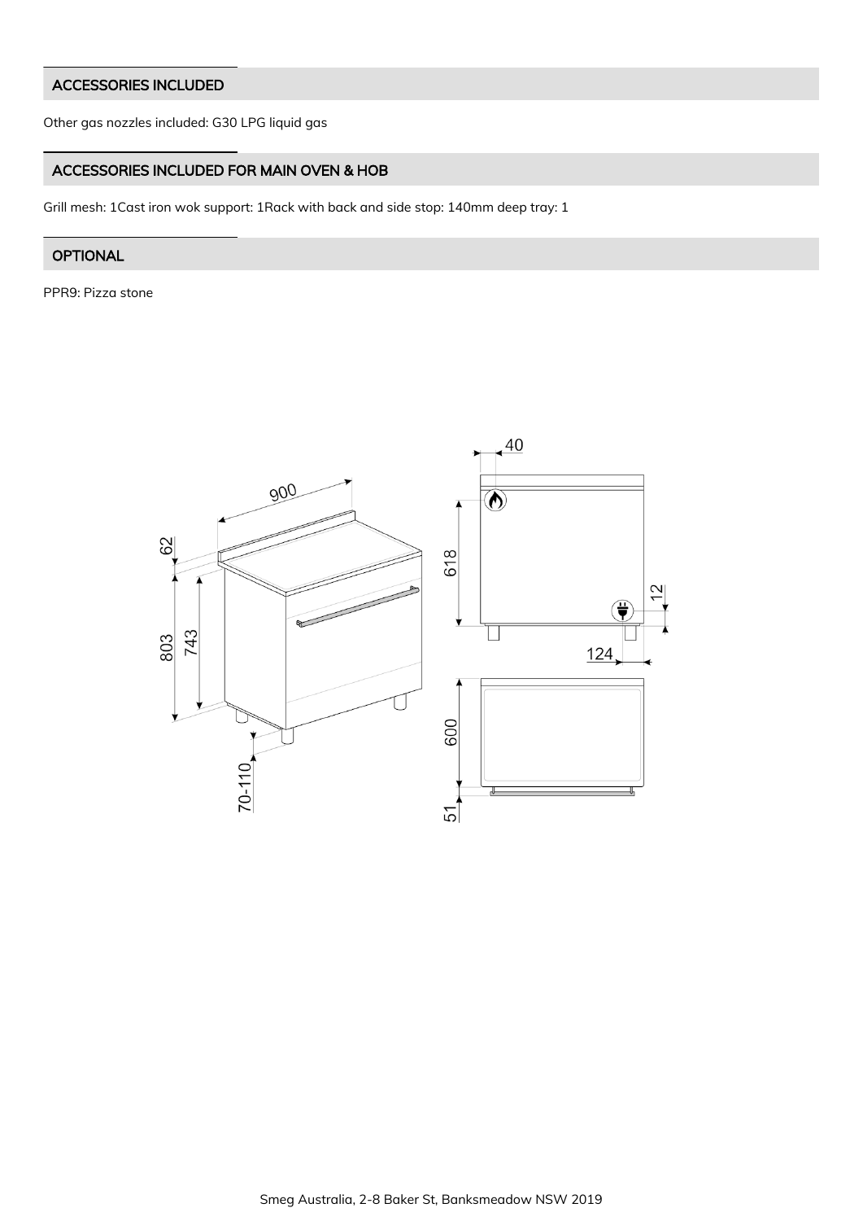## ACCESSORIES INCLUDED

Other gas nozzles included: G30 LPG liquid gas

## ACCESSORIES INCLUDED FOR MAIN OVEN & HOB

Grill mesh: 1Cast iron wok support: 1Rack with back and side stop: 140mm deep tray: 1

## OPTIONAL

PPR9: Pizza stone

900
62
803
743
70-110
40
618
12
124
600
51